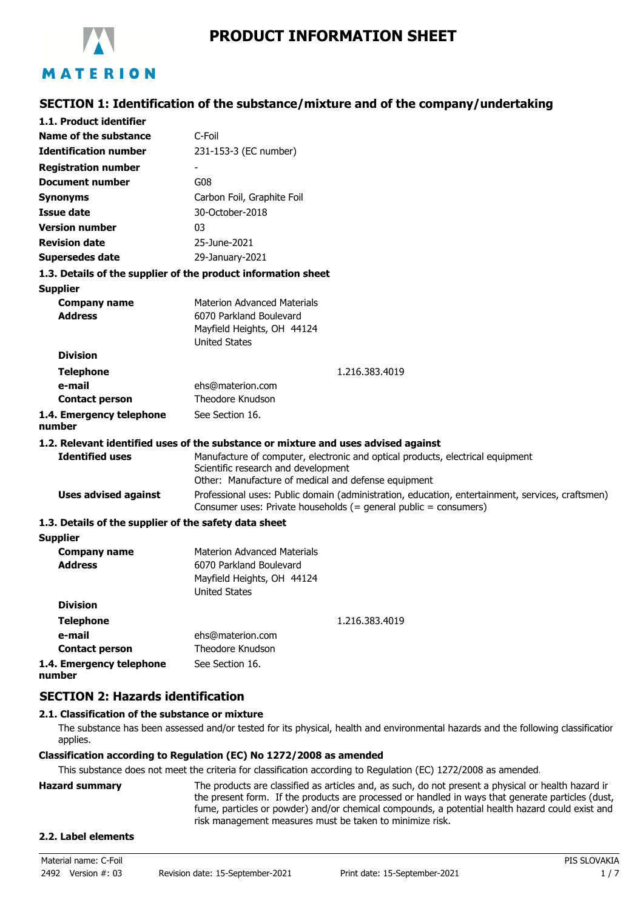# PRODUCT INFORMATION SHEET

## SECTION 1: Identification of the substance/mixture and of the company/undertaking

### 1.1. Product identifier

| | |
|---|---|
| **Name of the substance** | C-Foil |
| **Identification number** | 231-153-3 (EC number) |
| **Registration number** | - |
| **Document number** | G08 |
| **Synonyms** | Carbon Foil, Graphite Foil |
| **Issue date** | 30-October-2018 |
| **Version number** | 03 |
| **Revision date** | 25-June-2021 |
| **Supersedes date** | 29-January-2021 |

### 1.3. Details of the supplier of the product information sheet

**Supplier**

| | |
|---|---|
| **Company name** | Materion Advanced Materials |
| **Address** | 6070 Parkland Boulevard<br>Mayfield Heights, OH 44124<br>United States |
| **Division** | |
| **Telephone** | 1.216.383.4019 |
| **e-mail** | ehs@materion.com |
| **Contact person** | Theodore Knudson |
| **1.4. Emergency telephone number** | See Section 16. |

### 1.2. Relevant identified uses of the substance or mixture and uses advised against

| | |
|---|---|
| **Identified uses** | Manufacture of computer, electronic and optical products, electrical equipment<br>Scientific research and development<br>Other: Manufacture of medical and defense equipment |
| **Uses advised against** | Professional uses: Public domain (administration, education, entertainment, services, craftsmen)<br>Consumer uses: Private households (= general public = consumers) |

### 1.3. Details of the supplier of the safety data sheet

**Supplier**

| | |
|---|---|
| **Company name** | Materion Advanced Materials |
| **Address** | 6070 Parkland Boulevard<br>Mayfield Heights, OH 44124<br>United States |
| **Division** | |
| **Telephone** | 1.216.383.4019 |
| **e-mail** | ehs@materion.com |
| **Contact person** | Theodore Knudson |
| **1.4. Emergency telephone number** | See Section 16. |

## SECTION 2: Hazards identification

### 2.1. Classification of the substance or mixture

The substance has been assessed and/or tested for its physical, health and environmental hazards and the following classification applies.

**Classification according to Regulation (EC) No 1272/2008 as amended**

This substance does not meet the criteria for classification according to Regulation (EC) 1272/2008 as amended.

**Hazard summary** The products are classified as articles and, as such, do not present a physical or health hazard in the present form. If the products are processed or handled in ways that generate particles (dust, fume, particles or powder) and/or chemical compounds, a potential health hazard could exist and risk management measures must be taken to minimize risk.

### 2.2. Label elements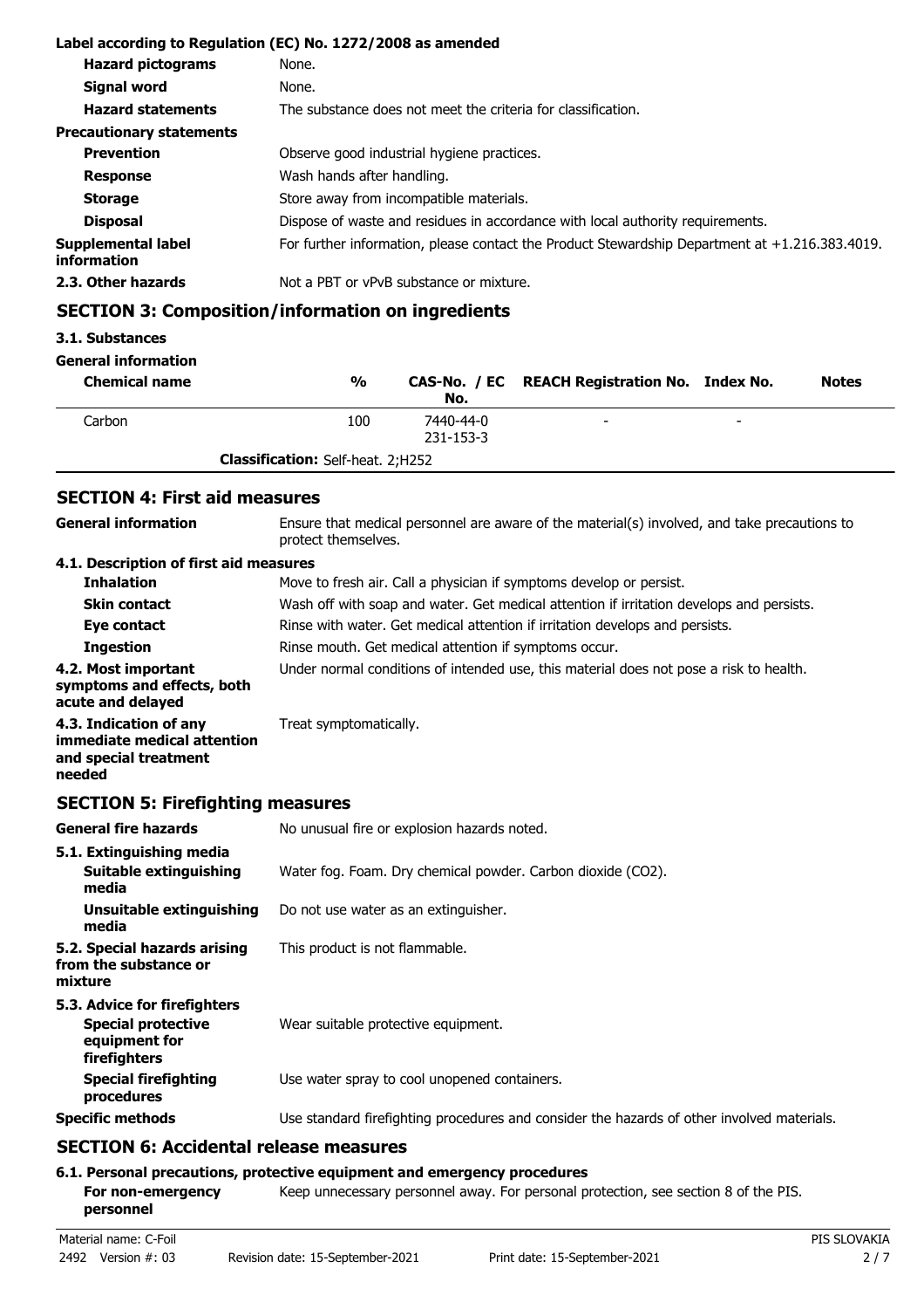**Label according to Regulation (EC) No. 1272/2008 as amended**

| | |
|---|---|
| **Hazard pictograms** | None. |
| **Signal word** | None. |
| **Hazard statements** | The substance does not meet the criteria for classification. |
| **Precautionary statements** | |
| **Prevention** | Observe good industrial hygiene practices. |
| **Response** | Wash hands after handling. |
| **Storage** | Store away from incompatible materials. |
| **Disposal** | Dispose of waste and residues in accordance with local authority requirements. |
| **Supplemental label information** | For further information, please contact the Product Stewardship Department at +1.216.383.4019. |
| **2.3. Other hazards** | Not a PBT or vPvB substance or mixture. |

## SECTION 3: Composition/information on ingredients

**3.1. Substances**

**General information**

| Chemical name | % | CAS-No. / EC No. | REACH Registration No. | Index No. | Notes |
|---|---|---|---|---|---|
| Carbon | 100 | 7440-44-0 231-153-3 | - | - | |
| **Classification:** Self-heat. 2;H252 | | | | | |

## SECTION 4: First aid measures

| | |
|---|---|
| **General information** | Ensure that medical personnel are aware of the material(s) involved, and take precautions to protect themselves. |

**4.1. Description of first aid measures**

| | |
|---|---|
| **Inhalation** | Move to fresh air. Call a physician if symptoms develop or persist. |
| **Skin contact** | Wash off with soap and water. Get medical attention if irritation develops and persists. |
| **Eye contact** | Rinse with water. Get medical attention if irritation develops and persists. |
| **Ingestion** | Rinse mouth. Get medical attention if symptoms occur. |
| **4.2. Most important symptoms and effects, both acute and delayed** | Under normal conditions of intended use, this material does not pose a risk to health. |
| **4.3. Indication of any immediate medical attention and special treatment needed** | Treat symptomatically. |

## SECTION 5: Firefighting measures

| | |
|---|---|
| **General fire hazards** | No unusual fire or explosion hazards noted. |
| **5.1. Extinguishing media** | |
| **Suitable extinguishing media** | Water fog. Foam. Dry chemical powder. Carbon dioxide ($CO_2$). |
| **Unsuitable extinguishing media** | Do not use water as an extinguisher. |
| **5.2. Special hazards arising from the substance or mixture** | This product is not flammable. |
| **5.3. Advice for firefighters** | |
| **Special protective equipment for firefighters** | Wear suitable protective equipment. |
| **Special firefighting procedures** | Use water spray to cool unopened containers. |
| **Specific methods** | Use standard firefighting procedures and consider the hazards of other involved materials. |

## SECTION 6: Accidental release measures

**6.1. Personal precautions, protective equipment and emergency procedures**

| | |
|---|---|
| **For non-emergency personnel** | Keep unnecessary personnel away. For personal protection, see section 8 of the PIS. |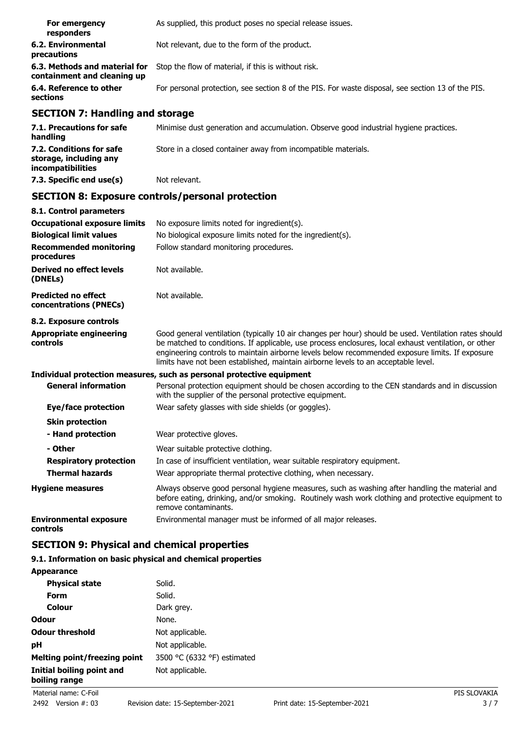| | |
|---|---|
| **For emergency responders** | As supplied, this product poses no special release issues. |
| **6.2. Environmental precautions** | Not relevant, due to the form of the product. |
| **6.3. Methods and material for containment and cleaning up** | Stop the flow of material, if this is without risk. |
| **6.4. Reference to other sections** | For personal protection, see section 8 of the PIS. For waste disposal, see section 13 of the PIS. |

## SECTION 7: Handling and storage

| | |
|---|---|
| **7.1. Precautions for safe handling** | Minimise dust generation and accumulation. Observe good industrial hygiene practices. |
| **7.2. Conditions for safe storage, including any incompatibilities** | Store in a closed container away from incompatible materials. |
| **7.3. Specific end use(s)** | Not relevant. |

## SECTION 8: Exposure controls/personal protection

**8.1. Control parameters**

| | |
|---|---|
| **Occupational exposure limits** | No exposure limits noted for ingredient(s). |
| **Biological limit values** | No biological exposure limits noted for the ingredient(s). |
| **Recommended monitoring procedures** | Follow standard monitoring procedures. |
| **Derived no effect levels (DNELs)** | Not available. |
| **Predicted no effect concentrations (PNECs)** | Not available. |

**8.2. Exposure controls**

| | |
|---|---|
| **Appropriate engineering controls** | Good general ventilation (typically 10 air changes per hour) should be used. Ventilation rates should be matched to conditions. If applicable, use process enclosures, local exhaust ventilation, or other engineering controls to maintain airborne levels below recommended exposure limits. If exposure limits have not been established, maintain airborne levels to an acceptable level. |

**Individual protection measures, such as personal protective equipment**

| | |
|---|---|
| **General information** | Personal protection equipment should be chosen according to the CEN standards and in discussion with the supplier of the personal protective equipment. |
| **Eye/face protection** | Wear safety glasses with side shields (or goggles). |
| **Skin protection** | |
| **- Hand protection** | Wear protective gloves. |
| **- Other** | Wear suitable protective clothing. |
| **Respiratory protection** | In case of insufficient ventilation, wear suitable respiratory equipment. |
| **Thermal hazards** | Wear appropriate thermal protective clothing, when necessary. |
| **Hygiene measures** | Always observe good personal hygiene measures, such as washing after handling the material and before eating, drinking, and/or smoking. Routinely wash work clothing and protective equipment to remove contaminants. |
| **Environmental exposure controls** | Environmental manager must be informed of all major releases. |

## SECTION 9: Physical and chemical properties

**9.1. Information on basic physical and chemical properties**

| | |
|---|---|
| **Appearance** | |
| **Physical state** | Solid. |
| **Form** | Solid. |
| **Colour** | Dark grey. |
| **Odour** | None. |
| **Odour threshold** | Not applicable. |
| **pH** | Not applicable. |
| **Melting point/freezing point** | 3500 °C (6332 °F) estimated |
| **Initial boiling point and boiling range** | Not applicable. |

Material name: C-Foil
2492 Version #: 03 Revision date: 15-September-2021 Print date: 15-September-2021
PIS SLOVAKIA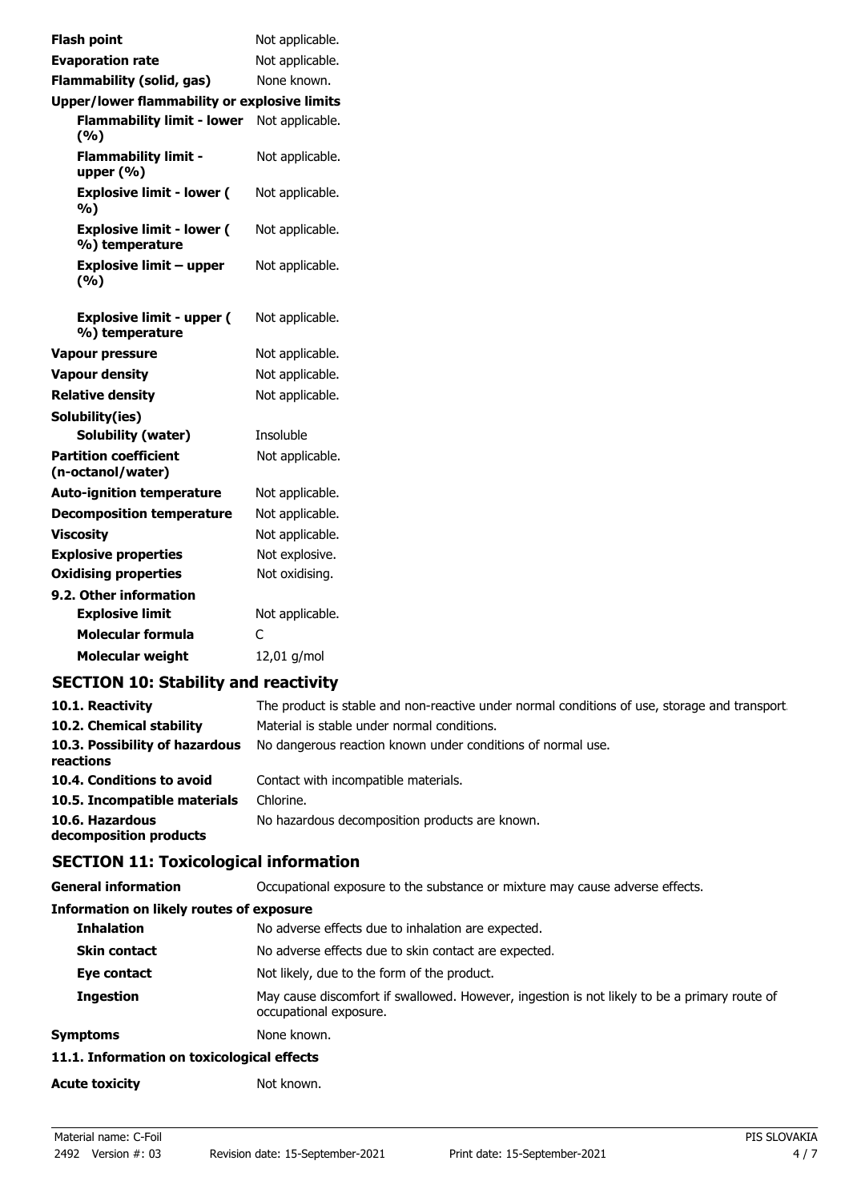| | |
|---|---|
| **Flash point** | Not applicable. |
| **Evaporation rate** | Not applicable. |
| **Flammability (solid, gas)** | None known. |
| **Upper/lower flammability or explosive limits** | |
| **Flammability limit - lower (%)** | Not applicable. |
| **Flammability limit - upper (%)** | Not applicable. |
| **Explosive limit - lower (%)** | Not applicable. |
| **Explosive limit - lower (%) temperature** | Not applicable. |
| **Explosive limit – upper (%)** | Not applicable. |
| **Explosive limit - upper (%) temperature** | Not applicable. |
| **Vapour pressure** | Not applicable. |
| **Vapour density** | Not applicable. |
| **Relative density** | Not applicable. |
| **Solubility(ies)** | |
| **Solubility (water)** | Insoluble |
| **Partition coefficient (n-octanol/water)** | Not applicable. |
| **Auto-ignition temperature** | Not applicable. |
| **Decomposition temperature** | Not applicable. |
| **Viscosity** | Not applicable. |
| **Explosive properties** | Not explosive. |
| **Oxidising properties** | Not oxidising. |
| **9.2. Other information** | |
| **Explosive limit** | Not applicable. |
| **Molecular formula** | C |
| **Molecular weight** | 12,01 g/mol |

## SECTION 10: Stability and reactivity

| | |
|---|---|
| **10.1. Reactivity** | The product is stable and non-reactive under normal conditions of use, storage and transport. |
| **10.2. Chemical stability** | Material is stable under normal conditions. |
| **10.3. Possibility of hazardous reactions** | No dangerous reaction known under conditions of normal use. |
| **10.4. Conditions to avoid** | Contact with incompatible materials. |
| **10.5. Incompatible materials** | Chlorine. |
| **10.6. Hazardous decomposition products** | No hazardous decomposition products are known. |

## SECTION 11: Toxicological information

| | |
|---|---|
| **General information** | Occupational exposure to the substance or mixture may cause adverse effects. |
| **Information on likely routes of exposure** | |
| **Inhalation** | No adverse effects due to inhalation are expected. |
| **Skin contact** | No adverse effects due to skin contact are expected. |
| **Eye contact** | Not likely, due to the form of the product. |
| **Ingestion** | May cause discomfort if swallowed. However, ingestion is not likely to be a primary route of occupational exposure. |
| **Symptoms** | None known. |
| **11.1. Information on toxicological effects** | |
| **Acute toxicity** | Not known. |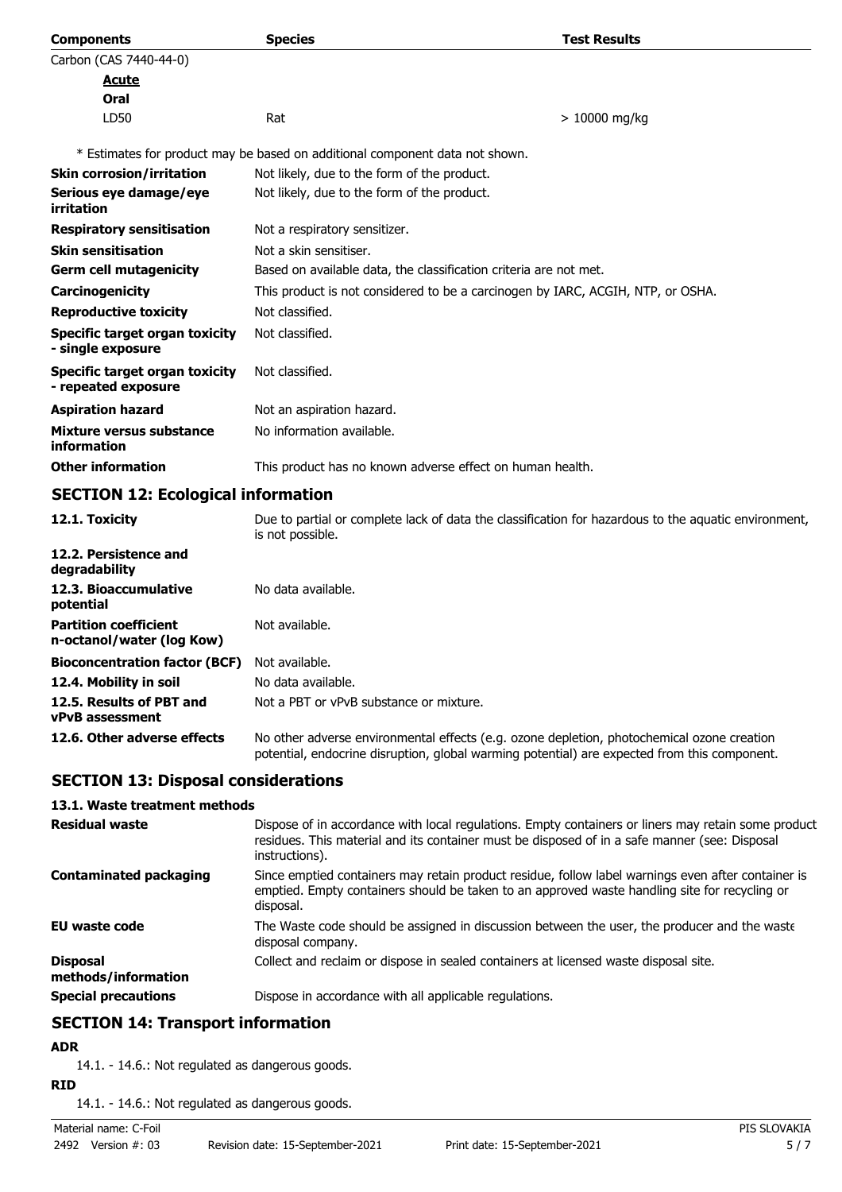| Components | Species | Test Results |
|---|---|---|
| Carbon (CAS 7440-44-0) | | |
| ***Acute*** | | |
| **Oral** | | |
| LD50 | Rat | > 10000 mg/kg |

\* Estimates for product may be based on additional component data not shown.

| | |
|---|---|
| **Skin corrosion/irritation** | Not likely, due to the form of the product. |
| **Serious eye damage/eye irritation** | Not likely, due to the form of the product. |
| **Respiratory sensitisation** | Not a respiratory sensitizer. |
| **Skin sensitisation** | Not a skin sensitiser. |
| **Germ cell mutagenicity** | Based on available data, the classification criteria are not met. |
| **Carcinogenicity** | This product is not considered to be a carcinogen by IARC, ACGIH, NTP, or OSHA. |
| **Reproductive toxicity** | Not classified. |
| **Specific target organ toxicity - single exposure** | Not classified. |
| **Specific target organ toxicity - repeated exposure** | Not classified. |
| **Aspiration hazard** | Not an aspiration hazard. |
| **Mixture versus substance information** | No information available. |
| **Other information** | This product has no known adverse effect on human health. |

## SECTION 12: Ecological information

| | |
|---|---|
| **12.1. Toxicity** | Due to partial or complete lack of data the classification for hazardous to the aquatic environment, is not possible. |
| **12.2. Persistence and degradability** | |
| **12.3. Bioaccumulative potential** | No data available. |
| **Partition coefficient n-octanol/water (log Kow)** | Not available. |
| **Bioconcentration factor (BCF)** | Not available. |
| **12.4. Mobility in soil** | No data available. |
| **12.5. Results of PBT and vPvB assessment** | Not a PBT or vPvB substance or mixture. |
| **12.6. Other adverse effects** | No other adverse environmental effects (e.g. ozone depletion, photochemical ozone creation potential, endocrine disruption, global warming potential) are expected from this component. |

## SECTION 13: Disposal considerations

### 13.1. Waste treatment methods

| | |
|---|---|
| **Residual waste** | Dispose of in accordance with local regulations. Empty containers or liners may retain some product residues. This material and its container must be disposed of in a safe manner (see: Disposal instructions). |
| **Contaminated packaging** | Since emptied containers may retain product residue, follow label warnings even after container is emptied. Empty containers should be taken to an approved waste handling site for recycling or disposal. |
| **EU waste code** | The Waste code should be assigned in discussion between the user, the producer and the waste disposal company. |
| **Disposal methods/information** | Collect and reclaim or dispose in sealed containers at licensed waste disposal site. |
| **Special precautions** | Dispose in accordance with all applicable regulations. |

## SECTION 14: Transport information

**ADR**

14.1. - 14.6.: Not regulated as dangerous goods.

**RID**

14.1. - 14.6.: Not regulated as dangerous goods.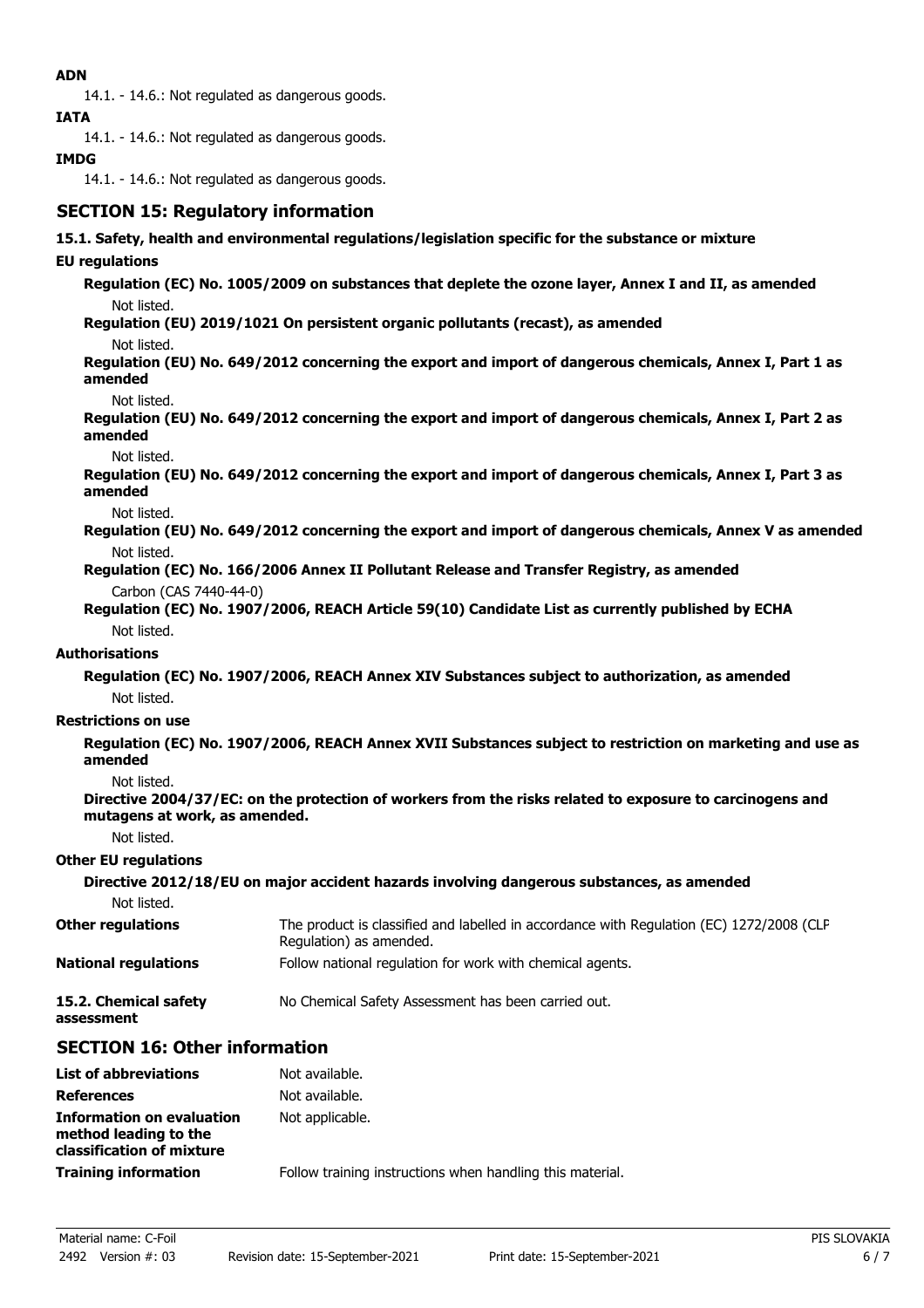**ADN**

14.1. - 14.6.: Not regulated as dangerous goods.

**IATA**

14.1. - 14.6.: Not regulated as dangerous goods.

**IMDG**

14.1. - 14.6.: Not regulated as dangerous goods.

## SECTION 15: Regulatory information

**15.1. Safety, health and environmental regulations/legislation specific for the substance or mixture**

**EU regulations**

**Regulation (EC) No. 1005/2009 on substances that deplete the ozone layer, Annex I and II, as amended**

Not listed.

**Regulation (EU) 2019/1021 On persistent organic pollutants (recast), as amended**

Not listed.

**Regulation (EU) No. 649/2012 concerning the export and import of dangerous chemicals, Annex I, Part 1 as amended**

Not listed.

**Regulation (EU) No. 649/2012 concerning the export and import of dangerous chemicals, Annex I, Part 2 as amended**

Not listed.

**Regulation (EU) No. 649/2012 concerning the export and import of dangerous chemicals, Annex I, Part 3 as amended**

Not listed.

**Regulation (EU) No. 649/2012 concerning the export and import of dangerous chemicals, Annex V as amended**

Not listed.

**Regulation (EC) No. 166/2006 Annex II Pollutant Release and Transfer Registry, as amended**

Carbon (CAS 7440-44-0)

**Regulation (EC) No. 1907/2006, REACH Article 59(10) Candidate List as currently published by ECHA**

Not listed.

**Authorisations**

**Regulation (EC) No. 1907/2006, REACH Annex XIV Substances subject to authorization, as amended**

Not listed.

**Restrictions on use**

**Regulation (EC) No. 1907/2006, REACH Annex XVII Substances subject to restriction on marketing and use as amended**

Not listed.

**Directive 2004/37/EC: on the protection of workers from the risks related to exposure to carcinogens and mutagens at work, as amended.**

Not listed.

**Other EU regulations**

**Directive 2012/18/EU on major accident hazards involving dangerous substances, as amended**

Not listed.

**Other regulations** The product is classified and labelled in accordance with Regulation (EC) 1272/2008 (CLP Regulation) as amended.

**National regulations** Follow national regulation for work with chemical agents.

**15.2. Chemical safety assessment** No Chemical Safety Assessment has been carried out.

## SECTION 16: Other information

**List of abbreviations** Not available.

**References** Not available.

**Information on evaluation method leading to the classification of mixture** Not applicable.

**Training information** Follow training instructions when handling this material.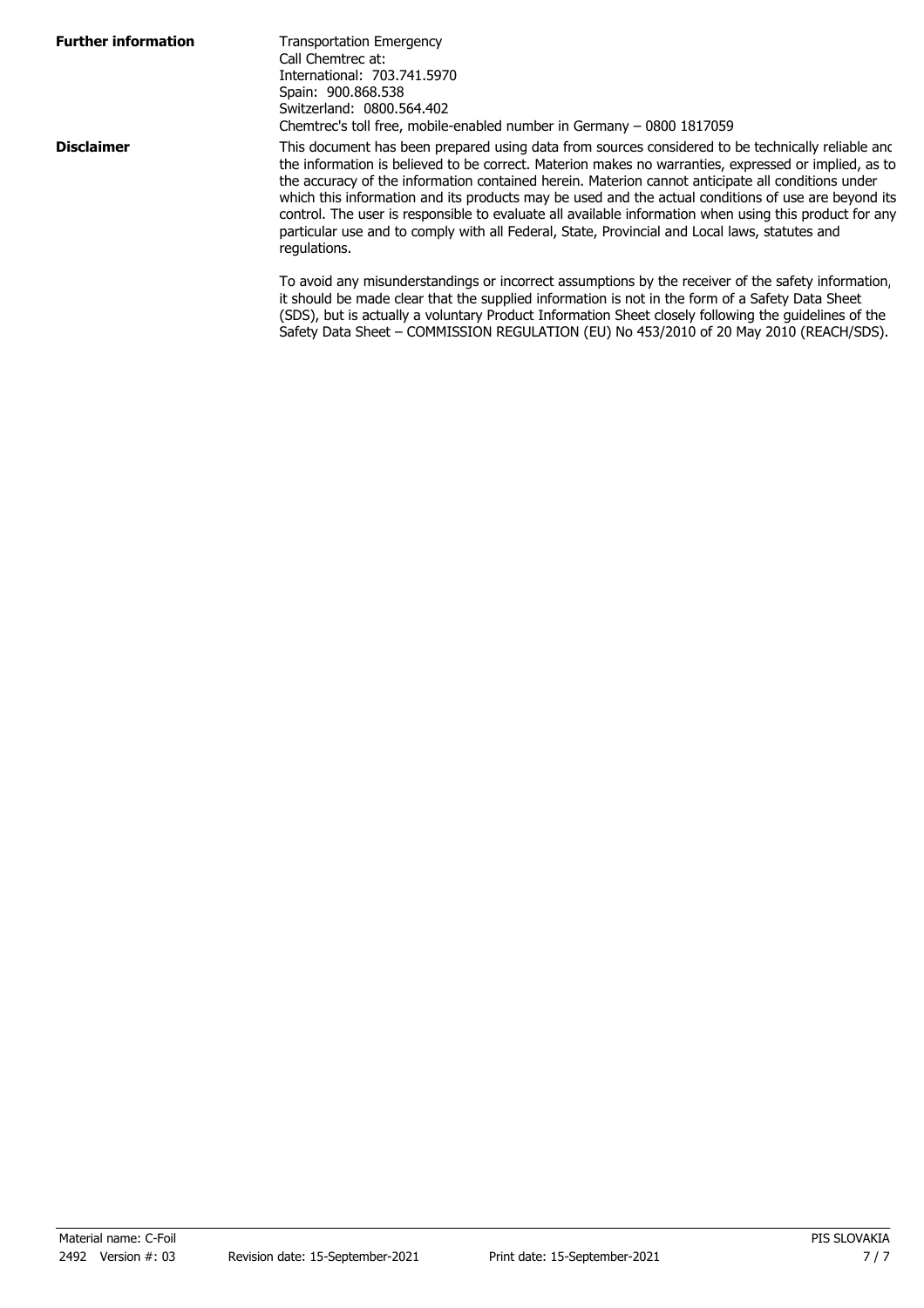**Further information**

Transportation Emergency
Call Chemtrec at:
International: 703.741.5970
Spain: 900.868.538
Switzerland: 0800.564.402
Chemtrec's toll free, mobile-enabled number in Germany – 0800 1817059

**Disclaimer**

This document has been prepared using data from sources considered to be technically reliable and the information is believed to be correct. Materion makes no warranties, expressed or implied, as to the accuracy of the information contained herein. Materion cannot anticipate all conditions under which this information and its products may be used and the actual conditions of use are beyond its control. The user is responsible to evaluate all available information when using this product for any particular use and to comply with all Federal, State, Provincial and Local laws, statutes and regulations.

To avoid any misunderstandings or incorrect assumptions by the receiver of the safety information, it should be made clear that the supplied information is not in the form of a Safety Data Sheet (SDS), but is actually a voluntary Product Information Sheet closely following the guidelines of the Safety Data Sheet – COMMISSION REGULATION (EU) No 453/2010 of 20 May 2010 (REACH/SDS).